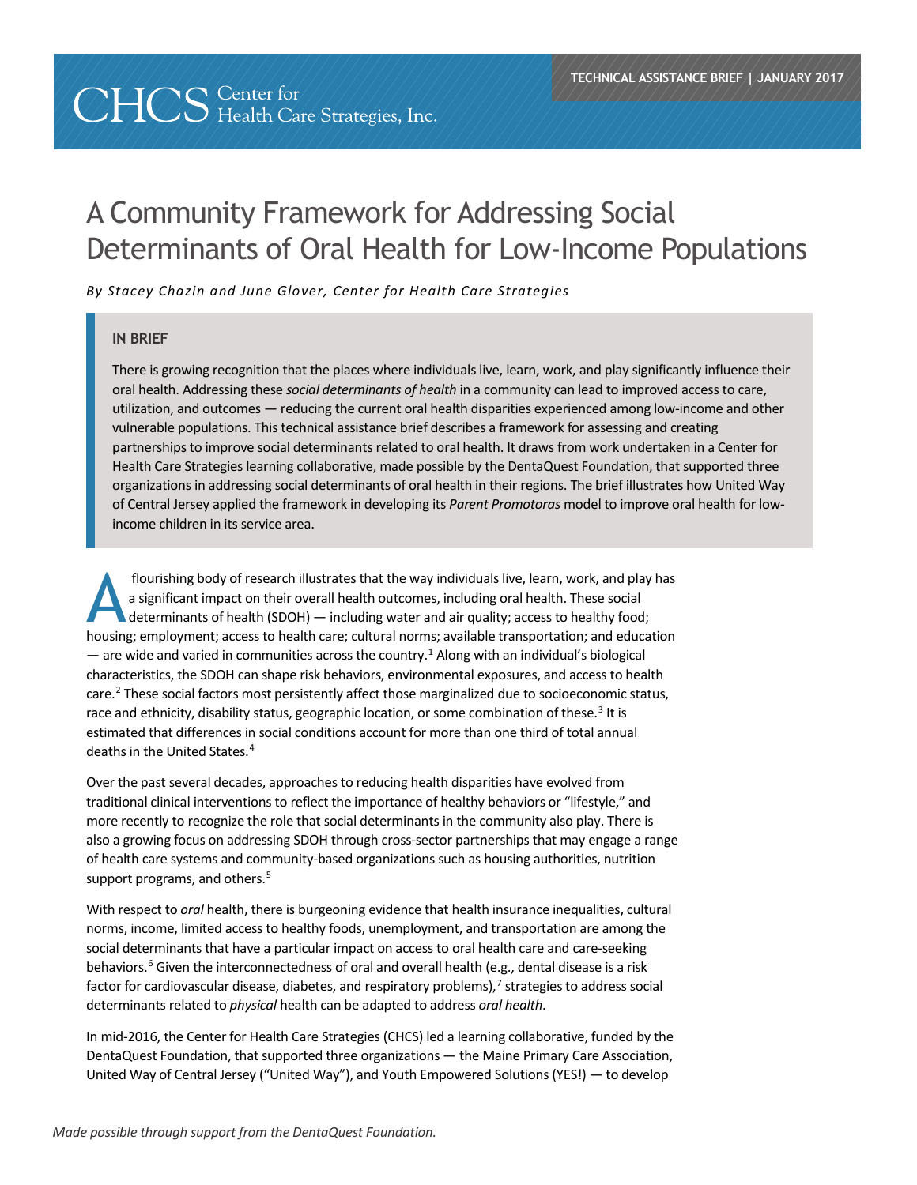CHCS Center for Health Care Strategies, Inc.

TECHNICAL ASSISTANCE BRIEF | JANUARY 2017

# A Community Framework for Addressing Social Determinants of Oral Health for Low-Income Populations

*By Stacey Chazin and June Glover, Center for Health Care Strategies*

**IN BRIEF**

There is growing recognition that the places where individuals live, learn, work, and play significantly influence their oral health. Addressing these *social determinants of health* in a community can lead to improved access to care, utilization, and outcomes — reducing the current oral health disparities experienced among low-income and other vulnerable populations. This technical assistance brief describes a framework for assessing and creating partnerships to improve social determinants related to oral health. It draws from work undertaken in a Center for Health Care Strategies learning collaborative, made possible by the DentaQuest Foundation, that supported three organizations in addressing social determinants of oral health in their regions. The brief illustrates how United Way of Central Jersey applied the framework in developing its *Parent Promotoras* model to improve oral health for low-income children in its service area.

A flourishing body of research illustrates that the way individuals live, learn, work, and play has a significant impact on their overall health outcomes, including oral health. These social determinants of health (SDOH) — including water and air quality; access to healthy food; housing; employment; access to health care; cultural norms; available transportation; and education — are wide and varied in communities across the country.[1] Along with an individual's biological characteristics, the SDOH can shape risk behaviors, environmental exposures, and access to health care.[2] These social factors most persistently affect those marginalized due to socioeconomic status, race and ethnicity, disability status, geographic location, or some combination of these.[3] It is estimated that differences in social conditions account for more than one third of total annual deaths in the United States.[4]

Over the past several decades, approaches to reducing health disparities have evolved from traditional clinical interventions to reflect the importance of healthy behaviors or "lifestyle," and more recently to recognize the role that social determinants in the community also play. There is also a growing focus on addressing SDOH through cross-sector partnerships that may engage a range of health care systems and community-based organizations such as housing authorities, nutrition support programs, and others.[5]

With respect to *oral* health, there is burgeoning evidence that health insurance inequalities, cultural norms, income, limited access to healthy foods, unemployment, and transportation are among the social determinants that have a particular impact on access to oral health care and care-seeking behaviors.[6] Given the interconnectedness of oral and overall health (e.g., dental disease is a risk factor for cardiovascular disease, diabetes, and respiratory problems),[7] strategies to address social determinants related to *physical* health can be adapted to address *oral health*.

In mid-2016, the Center for Health Care Strategies (CHCS) led a learning collaborative, funded by the DentaQuest Foundation, that supported three organizations — the Maine Primary Care Association, United Way of Central Jersey ("United Way"), and Youth Empowered Solutions (YES!) — to develop

*Made possible through support from the DentaQuest Foundation.*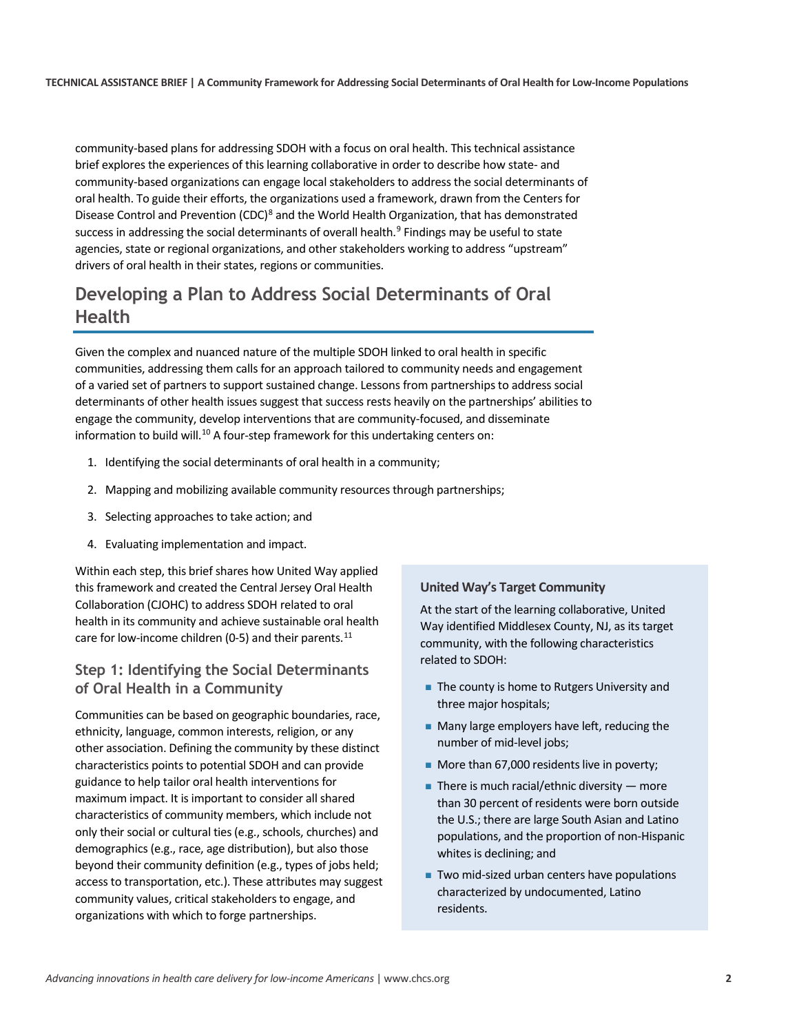community-based plans for addressing SDOH with a focus on oral health. This technical assistance brief explores the experiences of this learning collaborative in order to describe how state- and community-based organizations can engage local stakeholders to address the social determinants of oral health. To guide their efforts, the organizations used a framework, drawn from the Centers for Disease Control and Prevention (CDC)[8] and the World Health Organization, that has demonstrated success in addressing the social determinants of overall health.[9] Findings may be useful to state agencies, state or regional organizations, and other stakeholders working to address "upstream" drivers of oral health in their states, regions or communities.

## Developing a Plan to Address Social Determinants of Oral Health

Given the complex and nuanced nature of the multiple SDOH linked to oral health in specific communities, addressing them calls for an approach tailored to community needs and engagement of a varied set of partners to support sustained change. Lessons from partnerships to address social determinants of other health issues suggest that success rests heavily on the partnerships' abilities to engage the community, develop interventions that are community-focused, and disseminate information to build will.[10] A four-step framework for this undertaking centers on:

1. Identifying the social determinants of oral health in a community;
2. Mapping and mobilizing available community resources through partnerships;
3. Selecting approaches to take action; and
4. Evaluating implementation and impact.

Within each step, this brief shares how United Way applied this framework and created the Central Jersey Oral Health Collaboration (CJOHC) to address SDOH related to oral health in its community and achieve sustainable oral health care for low-income children (0-5) and their parents.[11]

### Step 1: Identifying the Social Determinants of Oral Health in a Community

Communities can be based on geographic boundaries, race, ethnicity, language, common interests, religion, or any other association. Defining the community by these distinct characteristics points to potential SDOH and can provide guidance to help tailor oral health interventions for maximum impact. It is important to consider all shared characteristics of community members, which include not only their social or cultural ties (e.g., schools, churches) and demographics (e.g., race, age distribution), but also those beyond their community definition (e.g., types of jobs held; access to transportation, etc.). These attributes may suggest community values, critical stakeholders to engage, and organizations with which to forge partnerships.

**United Way's Target Community**

At the start of the learning collaborative, United Way identified Middlesex County, NJ, as its target community, with the following characteristics related to SDOH:

- The county is home to Rutgers University and three major hospitals;
- Many large employers have left, reducing the number of mid-level jobs;
- More than 67,000 residents live in poverty;
- There is much racial/ethnic diversity — more than 30 percent of residents were born outside the U.S.; there are large South Asian and Latino populations, and the proportion of non-Hispanic whites is declining; and
- Two mid-sized urban centers have populations characterized by undocumented, Latino residents.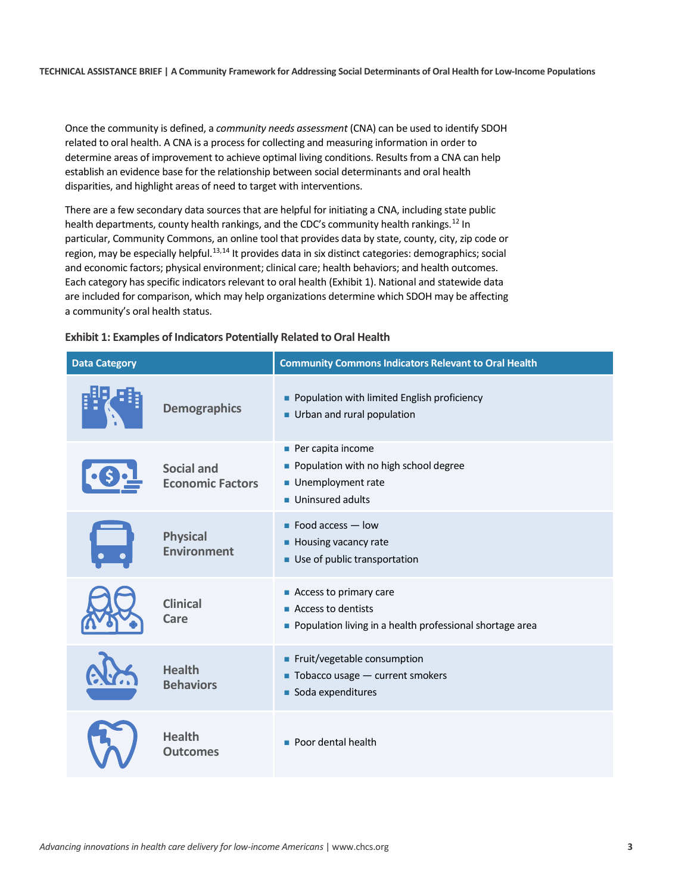Once the community is defined, a *community needs assessment* (CNA) can be used to identify SDOH related to oral health. A CNA is a process for collecting and measuring information in order to determine areas of improvement to achieve optimal living conditions. Results from a CNA can help establish an evidence base for the relationship between social determinants and oral health disparities, and highlight areas of need to target with interventions.

There are a few secondary data sources that are helpful for initiating a CNA, including state public health departments, county health rankings, and the CDC's community health rankings.[12] In particular, Community Commons, an online tool that provides data by state, county, city, zip code or region, may be especially helpful.[13,14] It provides data in six distinct categories: demographics; social and economic factors; physical environment; clinical care; health behaviors; and health outcomes. Each category has specific indicators relevant to oral health (Exhibit 1). National and statewide data are included for comparison, which may help organizations determine which SDOH may be affecting a community's oral health status.

**Exhibit 1: Examples of Indicators Potentially Related to Oral Health**

| Data Category | Community Commons Indicators Relevant to Oral Health |
|---|---|
| Demographics | ▪ Population with limited English proficiency<br>▪ Urban and rural population |
| Social and Economic Factors | ▪ Per capita income<br>▪ Population with no high school degree<br>▪ Unemployment rate<br>▪ Uninsured adults |
| Physical Environment | ▪ Food access — low<br>▪ Housing vacancy rate<br>▪ Use of public transportation |
| Clinical Care | ▪ Access to primary care<br>▪ Access to dentists<br>▪ Population living in a health professional shortage area |
| Health Behaviors | ▪ Fruit/vegetable consumption<br>▪ Tobacco usage — current smokers<br>▪ Soda expenditures |
| Health Outcomes | ▪ Poor dental health |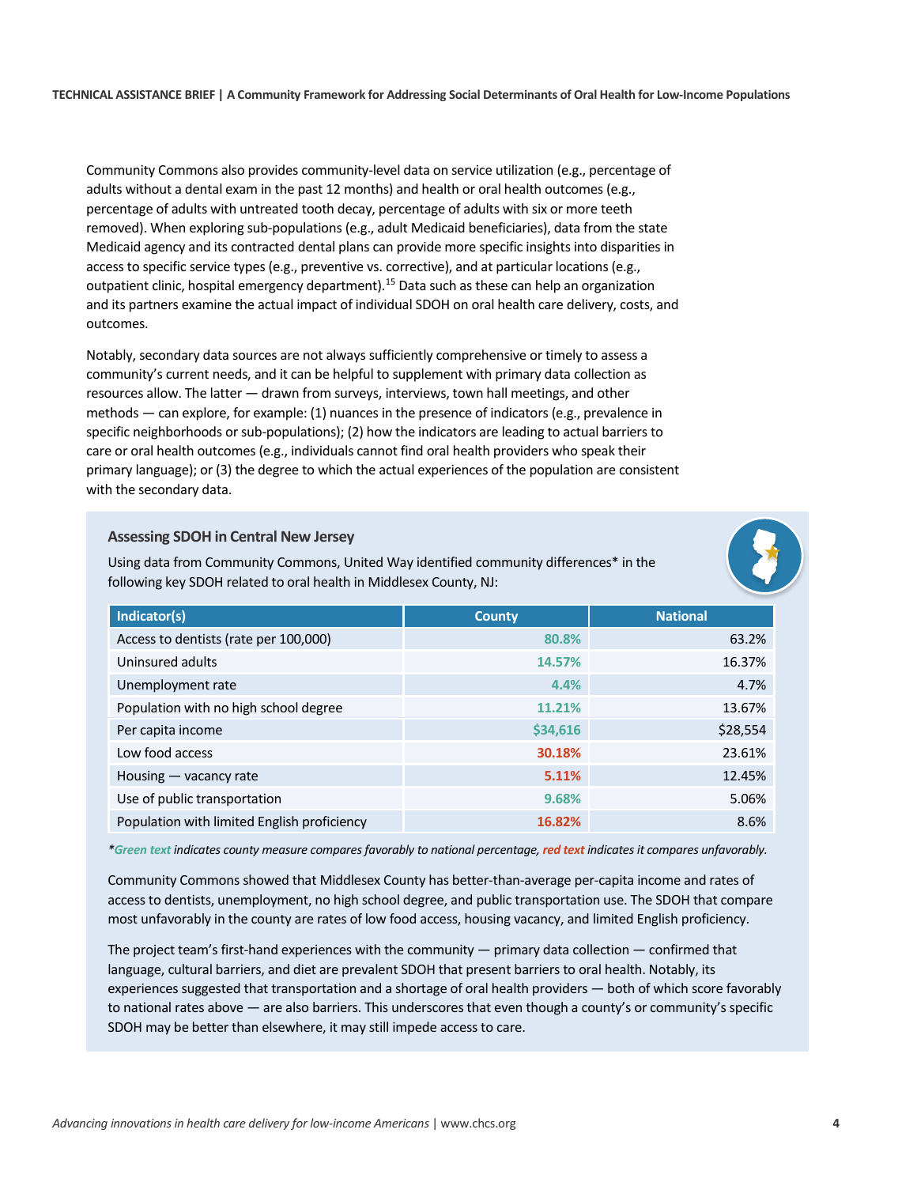Community Commons also provides community-level data on service utilization (e.g., percentage of adults without a dental exam in the past 12 months) and health or oral health outcomes (e.g., percentage of adults with untreated tooth decay, percentage of adults with six or more teeth removed). When exploring sub-populations (e.g., adult Medicaid beneficiaries), data from the state Medicaid agency and its contracted dental plans can provide more specific insights into disparities in access to specific service types (e.g., preventive vs. corrective), and at particular locations (e.g., outpatient clinic, hospital emergency department).[15] Data such as these can help an organization and its partners examine the actual impact of individual SDOH on oral health care delivery, costs, and outcomes.

Notably, secondary data sources are not always sufficiently comprehensive or timely to assess a community's current needs, and it can be helpful to supplement with primary data collection as resources allow. The latter — drawn from surveys, interviews, town hall meetings, and other methods — can explore, for example: (1) nuances in the presence of indicators (e.g., prevalence in specific neighborhoods or sub-populations); (2) how the indicators are leading to actual barriers to care or oral health outcomes (e.g., individuals cannot find oral health providers who speak their primary language); or (3) the degree to which the actual experiences of the population are consistent with the secondary data.

### Assessing SDOH in Central New Jersey

Using data from Community Commons, United Way identified community differences* in the following key SDOH related to oral health in Middlesex County, NJ:

| Indicator(s) | County | National |
|---|---|---|
| Access to dentists (rate per 100,000) | 80.8% | 63.2% |
| Uninsured adults | 14.57% | 16.37% |
| Unemployment rate | 4.4% | 4.7% |
| Population with no high school degree | 11.21% | 13.67% |
| Per capita income | $34,616 | $28,554 |
| Low food access | 30.18% | 23.61% |
| Housing — vacancy rate | 5.11% | 12.45% |
| Use of public transportation | 9.68% | 5.06% |
| Population with limited English proficiency | 16.82% | 8.6% |

**Green text* indicates county measure compares favorably to national percentage, *red text* indicates it compares unfavorably.*

Community Commons showed that Middlesex County has better-than-average per-capita income and rates of access to dentists, unemployment, no high school degree, and public transportation use. The SDOH that compare most unfavorably in the county are rates of low food access, housing vacancy, and limited English proficiency.

The project team's first-hand experiences with the community — primary data collection — confirmed that language, cultural barriers, and diet are prevalent SDOH that present barriers to oral health. Notably, its experiences suggested that transportation and a shortage of oral health providers — both of which score favorably to national rates above — are also barriers. This underscores that even though a county's or community's specific SDOH may be better than elsewhere, it may still impede access to care.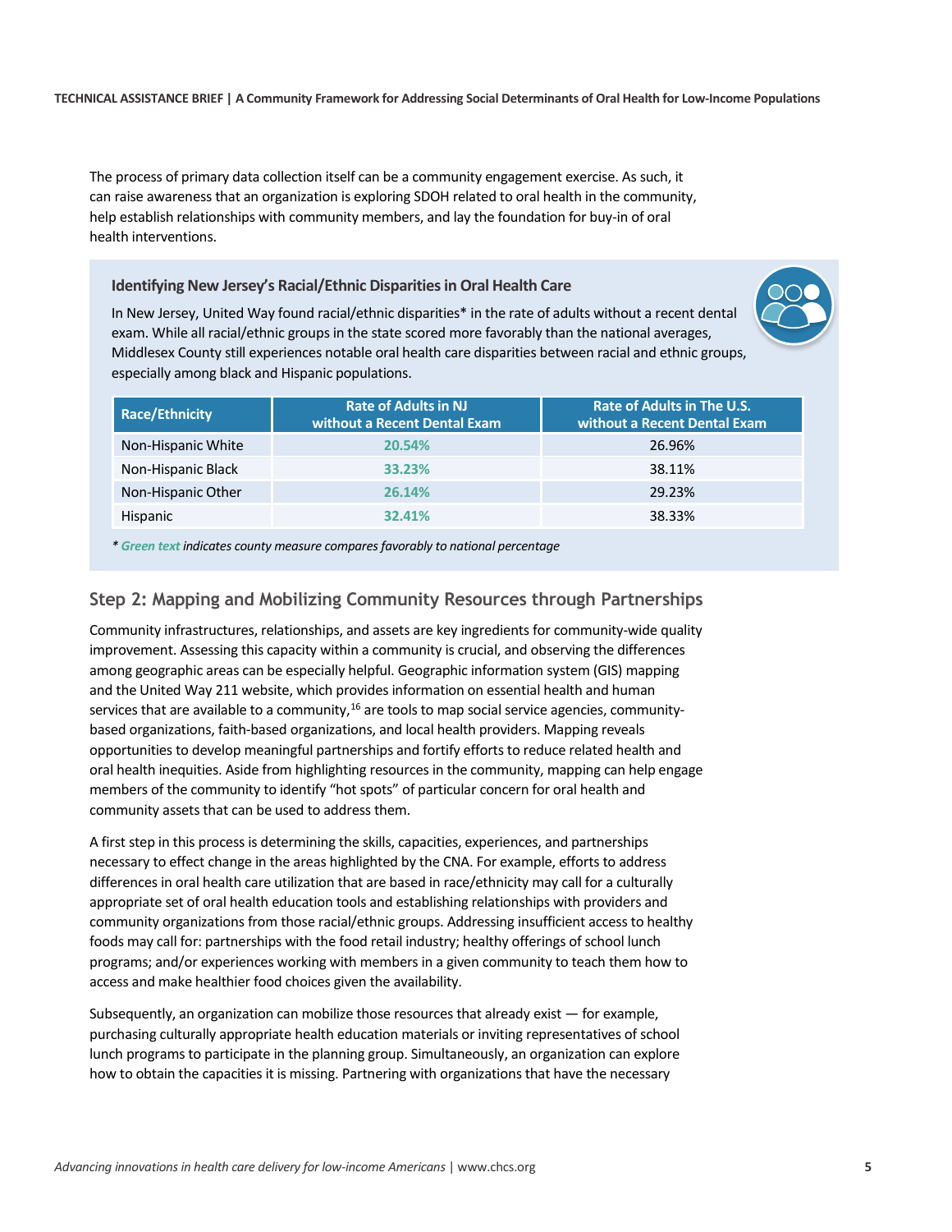The process of primary data collection itself can be a community engagement exercise. As such, it can raise awareness that an organization is exploring SDOH related to oral health in the community, help establish relationships with community members, and lay the foundation for buy-in of oral health interventions.

### Identifying New Jersey's Racial/Ethnic Disparities in Oral Health Care

In New Jersey, United Way found racial/ethnic disparities* in the rate of adults without a recent dental exam. While all racial/ethnic groups in the state scored more favorably than the national averages, Middlesex County still experiences notable oral health care disparities between racial and ethnic groups, especially among black and Hispanic populations.

| Race/Ethnicity | Rate of Adults in NJ without a Recent Dental Exam | Rate of Adults in The U.S. without a Recent Dental Exam |
|---|---|---|
| Non-Hispanic White | 20.54% | 26.96% |
| Non-Hispanic Black | 33.23% | 38.11% |
| Non-Hispanic Other | 26.14% | 29.23% |
| Hispanic | 32.41% | 38.33% |

*\* **Green text** indicates county measure compares favorably to national percentage*

## Step 2: Mapping and Mobilizing Community Resources through Partnerships

Community infrastructures, relationships, and assets are key ingredients for community-wide quality improvement. Assessing this capacity within a community is crucial, and observing the differences among geographic areas can be especially helpful. Geographic information system (GIS) mapping and the United Way 211 website, which provides information on essential health and human services that are available to a community,[16] are tools to map social service agencies, community-based organizations, faith-based organizations, and local health providers. Mapping reveals opportunities to develop meaningful partnerships and fortify efforts to reduce related health and oral health inequities. Aside from highlighting resources in the community, mapping can help engage members of the community to identify "hot spots" of particular concern for oral health and community assets that can be used to address them.

A first step in this process is determining the skills, capacities, experiences, and partnerships necessary to effect change in the areas highlighted by the CNA. For example, efforts to address differences in oral health care utilization that are based in race/ethnicity may call for a culturally appropriate set of oral health education tools and establishing relationships with providers and community organizations from those racial/ethnic groups. Addressing insufficient access to healthy foods may call for: partnerships with the food retail industry; healthy offerings of school lunch programs; and/or experiences working with members in a given community to teach them how to access and make healthier food choices given the availability.

Subsequently, an organization can mobilize those resources that already exist — for example, purchasing culturally appropriate health education materials or inviting representatives of school lunch programs to participate in the planning group. Simultaneously, an organization can explore how to obtain the capacities it is missing. Partnering with organizations that have the necessary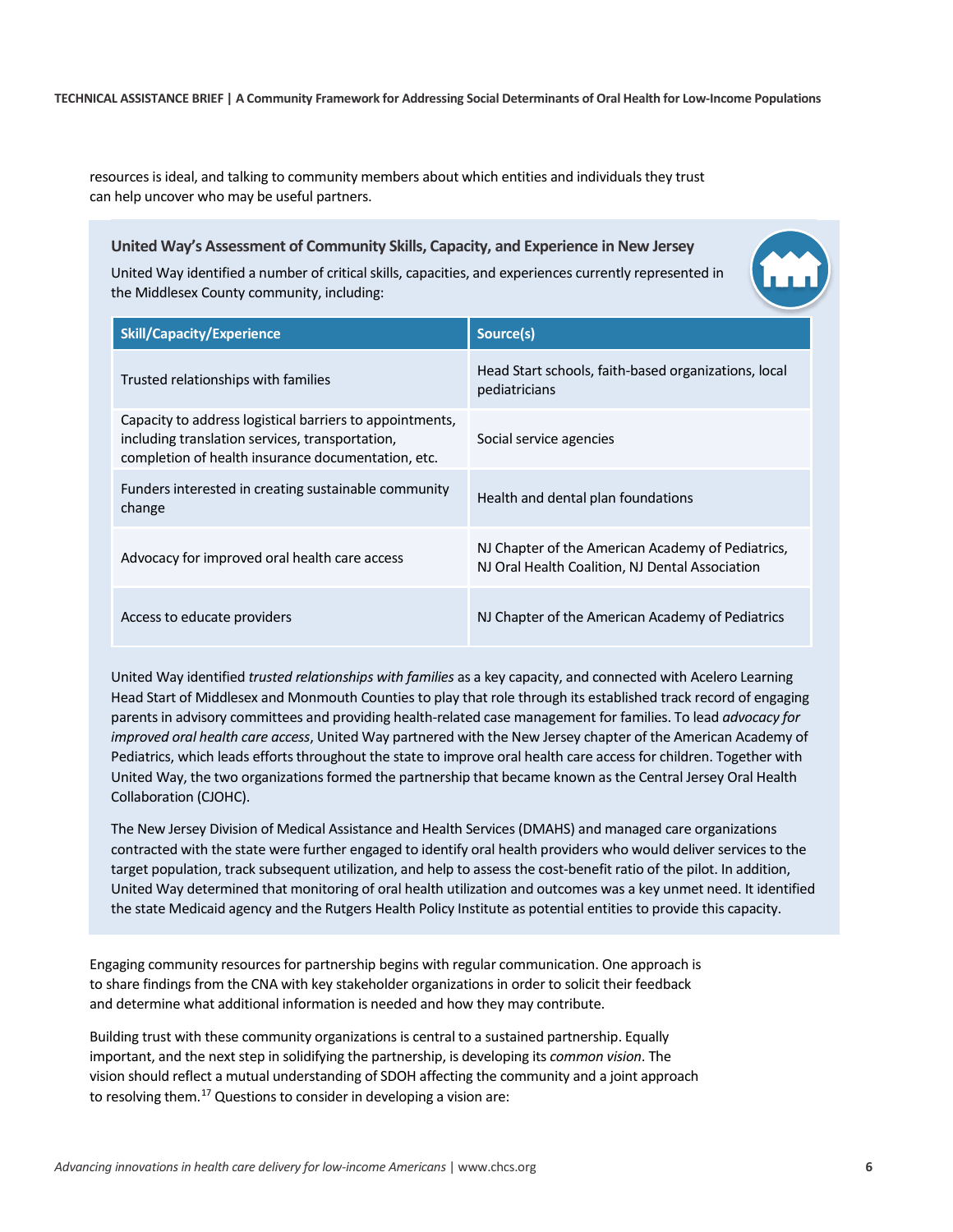resources is ideal, and talking to community members about which entities and individuals they trust can help uncover who may be useful partners.

### United Way's Assessment of Community Skills, Capacity, and Experience in New Jersey

United Way identified a number of critical skills, capacities, and experiences currently represented in the Middlesex County community, including:

| Skill/Capacity/Experience | Source(s) |
|---|---|
| Trusted relationships with families | Head Start schools, faith-based organizations, local pediatricians |
| Capacity to address logistical barriers to appointments, including translation services, transportation, completion of health insurance documentation, etc. | Social service agencies |
| Funders interested in creating sustainable community change | Health and dental plan foundations |
| Advocacy for improved oral health care access | NJ Chapter of the American Academy of Pediatrics, NJ Oral Health Coalition, NJ Dental Association |
| Access to educate providers | NJ Chapter of the American Academy of Pediatrics |

United Way identified *trusted relationships with families* as a key capacity, and connected with Acelero Learning Head Start of Middlesex and Monmouth Counties to play that role through its established track record of engaging parents in advisory committees and providing health-related case management for families. To lead *advocacy for improved oral health care access*, United Way partnered with the New Jersey chapter of the American Academy of Pediatrics, which leads efforts throughout the state to improve oral health care access for children. Together with United Way, the two organizations formed the partnership that became known as the Central Jersey Oral Health Collaboration (CJOHC).

The New Jersey Division of Medical Assistance and Health Services (DMAHS) and managed care organizations contracted with the state were further engaged to identify oral health providers who would deliver services to the target population, track subsequent utilization, and help to assess the cost-benefit ratio of the pilot. In addition, United Way determined that monitoring of oral health utilization and outcomes was a key unmet need. It identified the state Medicaid agency and the Rutgers Health Policy Institute as potential entities to provide this capacity.

Engaging community resources for partnership begins with regular communication. One approach is to share findings from the CNA with key stakeholder organizations in order to solicit their feedback and determine what additional information is needed and how they may contribute.

Building trust with these community organizations is central to a sustained partnership. Equally important, and the next step in solidifying the partnership, is developing its *common vision*. The vision should reflect a mutual understanding of SDOH affecting the community and a joint approach to resolving them.[17] Questions to consider in developing a vision are: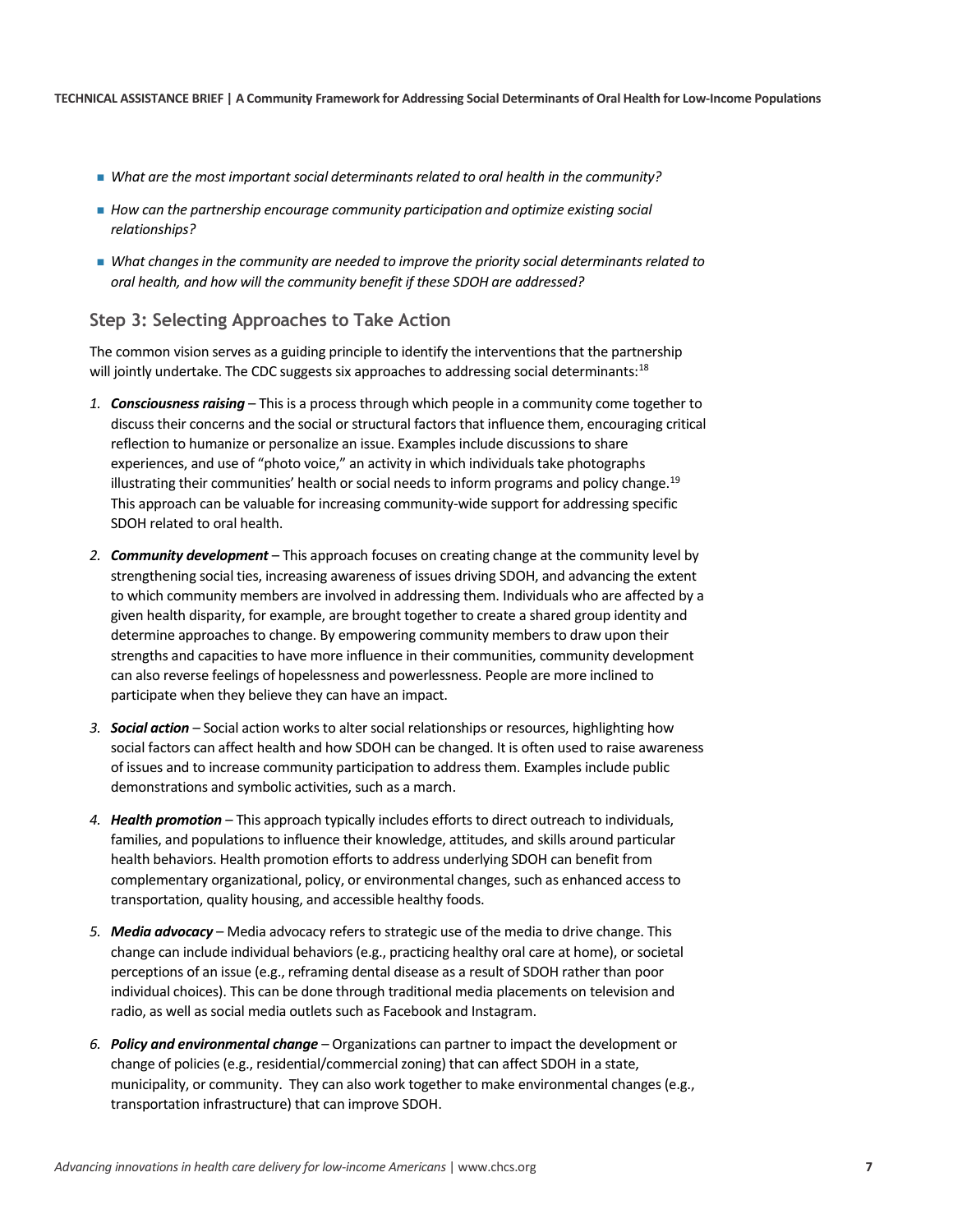- *What are the most important social determinants related to oral health in the community?*
- *How can the partnership encourage community participation and optimize existing social relationships?*
- *What changes in the community are needed to improve the priority social determinants related to oral health, and how will the community benefit if these SDOH are addressed?*

### Step 3: Selecting Approaches to Take Action

The common vision serves as a guiding principle to identify the interventions that the partnership will jointly undertake. The CDC suggests six approaches to addressing social determinants:[18]

1. ***Consciousness raising*** – This is a process through which people in a community come together to discuss their concerns and the social or structural factors that influence them, encouraging critical reflection to humanize or personalize an issue. Examples include discussions to share experiences, and use of "photo voice," an activity in which individuals take photographs illustrating their communities' health or social needs to inform programs and policy change.[19] This approach can be valuable for increasing community-wide support for addressing specific SDOH related to oral health.
2. ***Community development*** – This approach focuses on creating change at the community level by strengthening social ties, increasing awareness of issues driving SDOH, and advancing the extent to which community members are involved in addressing them. Individuals who are affected by a given health disparity, for example, are brought together to create a shared group identity and determine approaches to change. By empowering community members to draw upon their strengths and capacities to have more influence in their communities, community development can also reverse feelings of hopelessness and powerlessness. People are more inclined to participate when they believe they can have an impact.
3. ***Social action*** – Social action works to alter social relationships or resources, highlighting how social factors can affect health and how SDOH can be changed. It is often used to raise awareness of issues and to increase community participation to address them. Examples include public demonstrations and symbolic activities, such as a march.
4. ***Health promotion*** – This approach typically includes efforts to direct outreach to individuals, families, and populations to influence their knowledge, attitudes, and skills around particular health behaviors. Health promotion efforts to address underlying SDOH can benefit from complementary organizational, policy, or environmental changes, such as enhanced access to transportation, quality housing, and accessible healthy foods.
5. ***Media advocacy*** – Media advocacy refers to strategic use of the media to drive change. This change can include individual behaviors (e.g., practicing healthy oral care at home), or societal perceptions of an issue (e.g., reframing dental disease as a result of SDOH rather than poor individual choices). This can be done through traditional media placements on television and radio, as well as social media outlets such as Facebook and Instagram.
6. ***Policy and environmental change*** – Organizations can partner to impact the development or change of policies (e.g., residential/commercial zoning) that can affect SDOH in a state, municipality, or community. They can also work together to make environmental changes (e.g., transportation infrastructure) that can improve SDOH.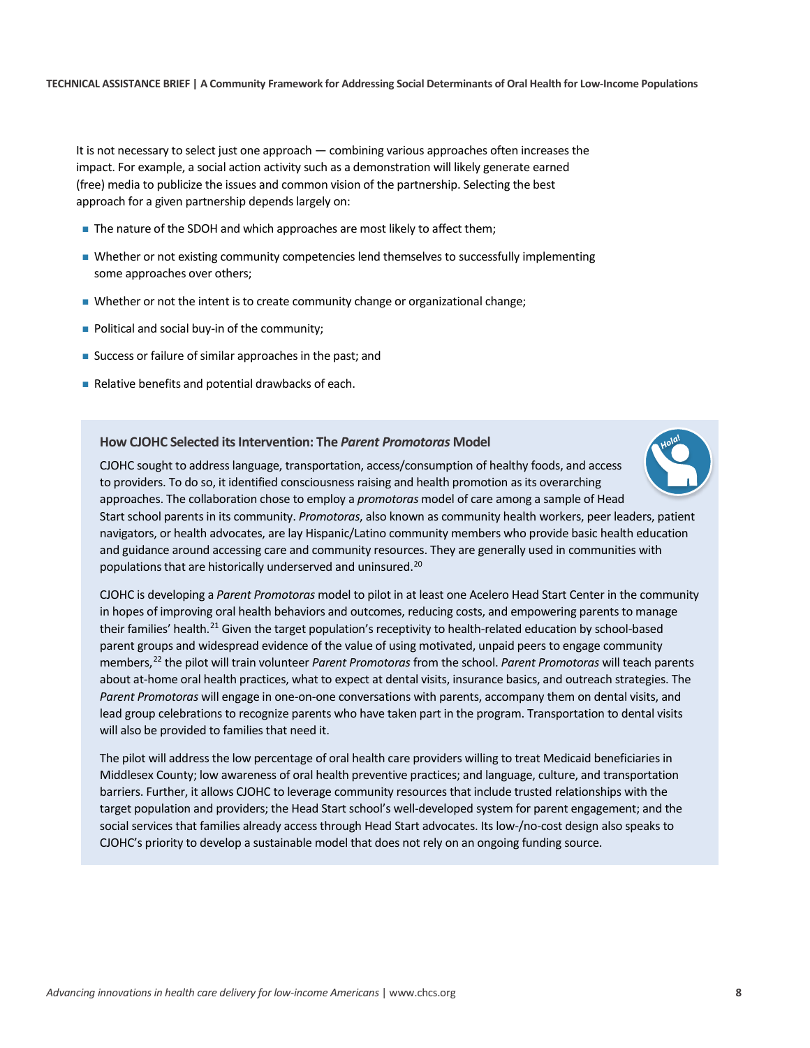It is not necessary to select just one approach — combining various approaches often increases the impact. For example, a social action activity such as a demonstration will likely generate earned (free) media to publicize the issues and common vision of the partnership. Selecting the best approach for a given partnership depends largely on:

- The nature of the SDOH and which approaches are most likely to affect them;
- Whether or not existing community competencies lend themselves to successfully implementing some approaches over others;
- Whether or not the intent is to create community change or organizational change;
- Political and social buy-in of the community;
- Success or failure of similar approaches in the past; and
- Relative benefits and potential drawbacks of each.

### How CJOHC Selected its Intervention: The *Parent Promotoras* Model

CJOHC sought to address language, transportation, access/consumption of healthy foods, and access to providers. To do so, it identified consciousness raising and health promotion as its overarching approaches. The collaboration chose to employ a *promotoras* model of care among a sample of Head Start school parents in its community. *Promotoras*, also known as community health workers, peer leaders, patient navigators, or health advocates, are lay Hispanic/Latino community members who provide basic health education and guidance around accessing care and community resources. They are generally used in communities with populations that are historically underserved and uninsured.[20]

CJOHC is developing a *Parent Promotoras* model to pilot in at least one Acelero Head Start Center in the community in hopes of improving oral health behaviors and outcomes, reducing costs, and empowering parents to manage their families' health.[21] Given the target population's receptivity to health-related education by school-based parent groups and widespread evidence of the value of using motivated, unpaid peers to engage community members,[22] the pilot will train volunteer *Parent Promotoras* from the school. *Parent Promotoras* will teach parents about at-home oral health practices, what to expect at dental visits, insurance basics, and outreach strategies. The *Parent Promotoras* will engage in one-on-one conversations with parents, accompany them on dental visits, and lead group celebrations to recognize parents who have taken part in the program. Transportation to dental visits will also be provided to families that need it.

The pilot will address the low percentage of oral health care providers willing to treat Medicaid beneficiaries in Middlesex County; low awareness of oral health preventive practices; and language, culture, and transportation barriers. Further, it allows CJOHC to leverage community resources that include trusted relationships with the target population and providers; the Head Start school's well-developed system for parent engagement; and the social services that families already access through Head Start advocates. Its low-/no-cost design also speaks to CJOHC's priority to develop a sustainable model that does not rely on an ongoing funding source.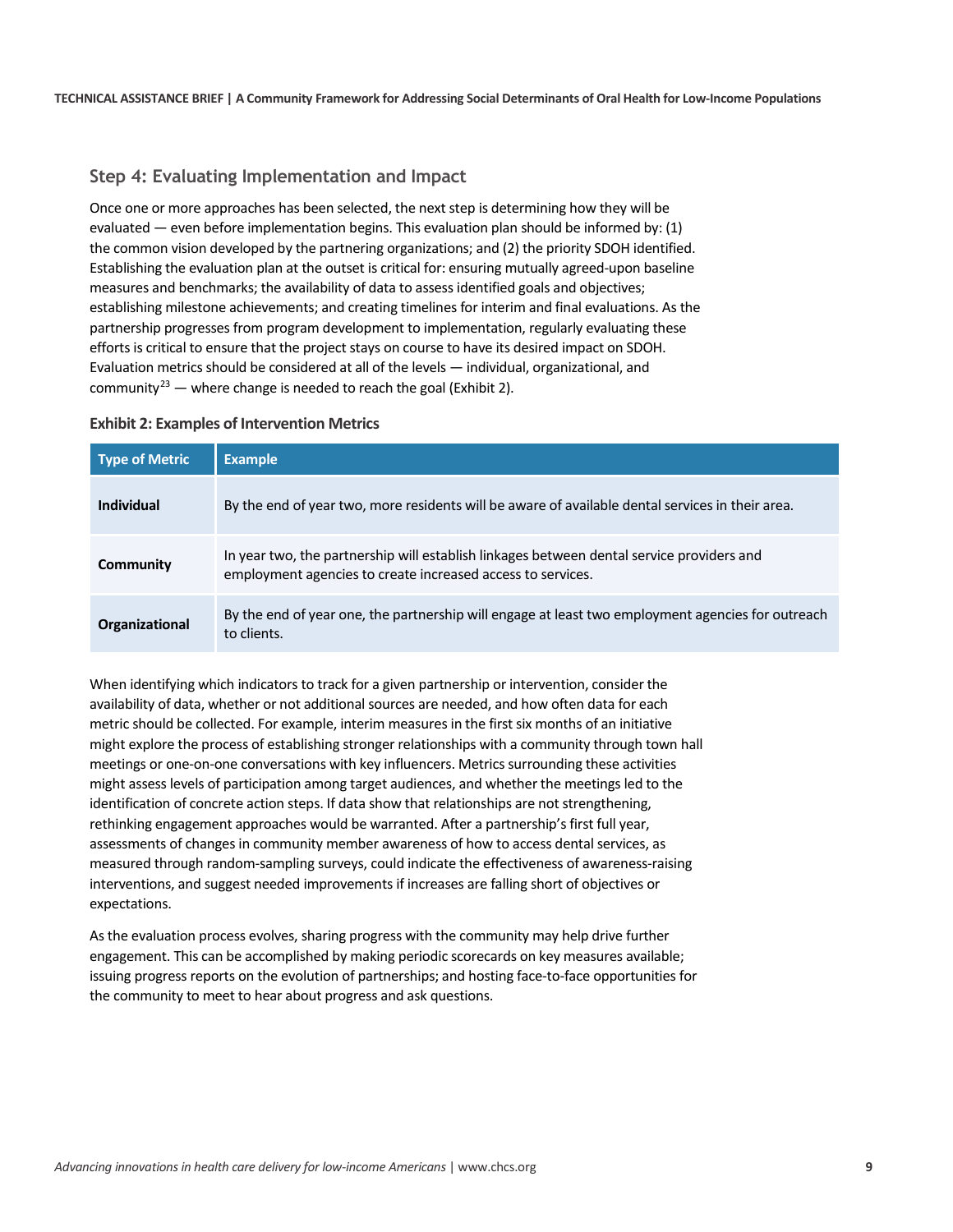## Step 4: Evaluating Implementation and Impact

Once one or more approaches has been selected, the next step is determining how they will be evaluated — even before implementation begins. This evaluation plan should be informed by: (1) the common vision developed by the partnering organizations; and (2) the priority SDOH identified. Establishing the evaluation plan at the outset is critical for: ensuring mutually agreed-upon baseline measures and benchmarks; the availability of data to assess identified goals and objectives; establishing milestone achievements; and creating timelines for interim and final evaluations. As the partnership progresses from program development to implementation, regularly evaluating these efforts is critical to ensure that the project stays on course to have its desired impact on SDOH. Evaluation metrics should be considered at all of the levels — individual, organizational, and community[23] — where change is needed to reach the goal (Exhibit 2).

**Exhibit 2: Examples of Intervention Metrics**

| Type of Metric | Example |
|---|---|
| **Individual** | By the end of year two, more residents will be aware of available dental services in their area. |
| **Community** | In year two, the partnership will establish linkages between dental service providers and employment agencies to create increased access to services. |
| **Organizational** | By the end of year one, the partnership will engage at least two employment agencies for outreach to clients. |

When identifying which indicators to track for a given partnership or intervention, consider the availability of data, whether or not additional sources are needed, and how often data for each metric should be collected. For example, interim measures in the first six months of an initiative might explore the process of establishing stronger relationships with a community through town hall meetings or one-on-one conversations with key influencers. Metrics surrounding these activities might assess levels of participation among target audiences, and whether the meetings led to the identification of concrete action steps. If data show that relationships are not strengthening, rethinking engagement approaches would be warranted. After a partnership's first full year, assessments of changes in community member awareness of how to access dental services, as measured through random-sampling surveys, could indicate the effectiveness of awareness-raising interventions, and suggest needed improvements if increases are falling short of objectives or expectations.

As the evaluation process evolves, sharing progress with the community may help drive further engagement. This can be accomplished by making periodic scorecards on key measures available; issuing progress reports on the evolution of partnerships; and hosting face-to-face opportunities for the community to meet to hear about progress and ask questions.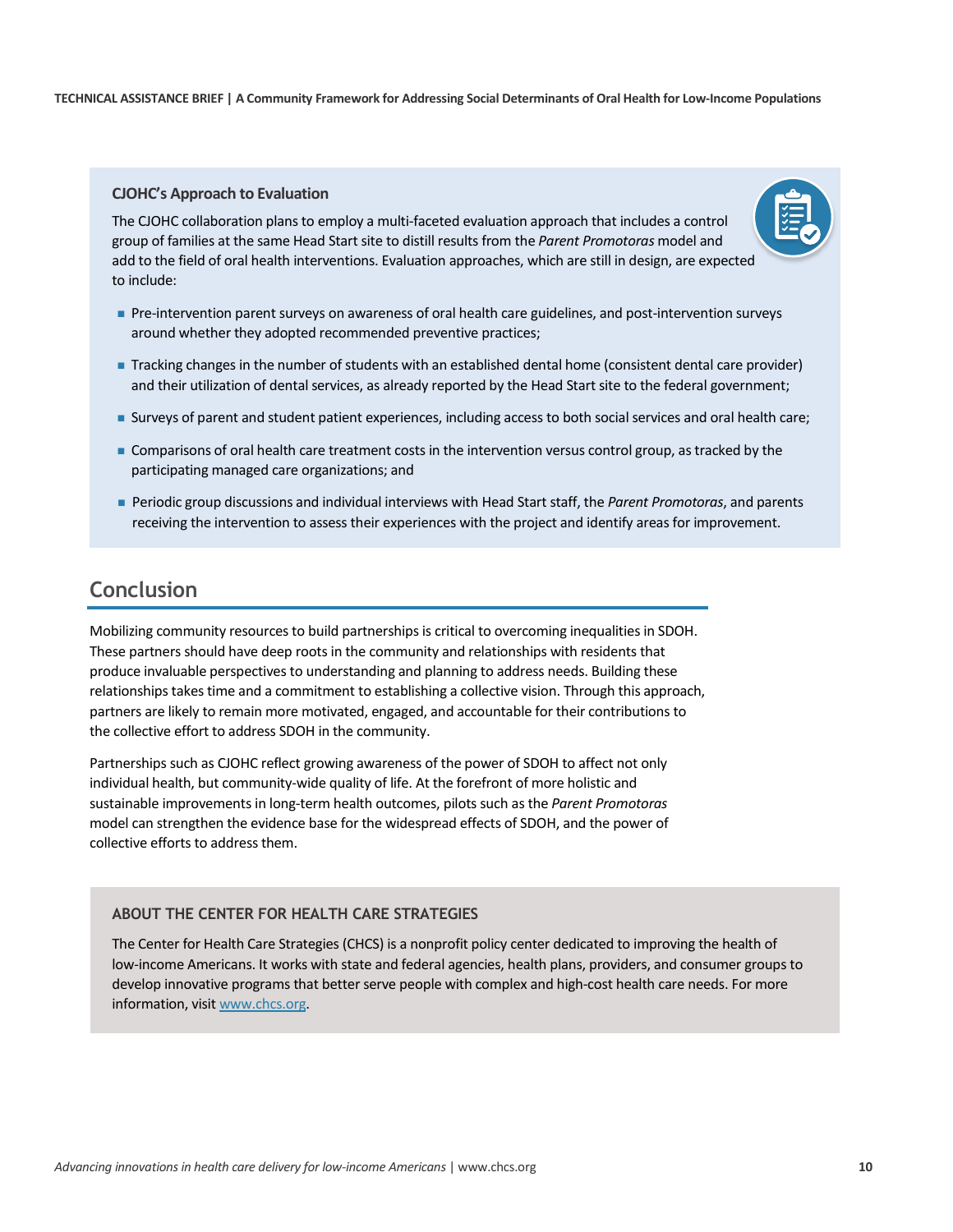### CJOHC's Approach to Evaluation

The CJOHC collaboration plans to employ a multi-faceted evaluation approach that includes a control group of families at the same Head Start site to distill results from the *Parent Promotoras* model and add to the field of oral health interventions. Evaluation approaches, which are still in design, are expected to include:

- Pre-intervention parent surveys on awareness of oral health care guidelines, and post-intervention surveys around whether they adopted recommended preventive practices;
- Tracking changes in the number of students with an established dental home (consistent dental care provider) and their utilization of dental services, as already reported by the Head Start site to the federal government;
- Surveys of parent and student patient experiences, including access to both social services and oral health care;
- Comparisons of oral health care treatment costs in the intervention versus control group, as tracked by the participating managed care organizations; and
- Periodic group discussions and individual interviews with Head Start staff, the *Parent Promotoras*, and parents receiving the intervention to assess their experiences with the project and identify areas for improvement.

## Conclusion

Mobilizing community resources to build partnerships is critical to overcoming inequalities in SDOH. These partners should have deep roots in the community and relationships with residents that produce invaluable perspectives to understanding and planning to address needs. Building these relationships takes time and a commitment to establishing a collective vision. Through this approach, partners are likely to remain more motivated, engaged, and accountable for their contributions to the collective effort to address SDOH in the community.

Partnerships such as CJOHC reflect growing awareness of the power of SDOH to affect not only individual health, but community-wide quality of life. At the forefront of more holistic and sustainable improvements in long-term health outcomes, pilots such as the *Parent Promotoras* model can strengthen the evidence base for the widespread effects of SDOH, and the power of collective efforts to address them.

### ABOUT THE CENTER FOR HEALTH CARE STRATEGIES

The Center for Health Care Strategies (CHCS) is a nonprofit policy center dedicated to improving the health of low-income Americans. It works with state and federal agencies, health plans, providers, and consumer groups to develop innovative programs that better serve people with complex and high-cost health care needs. For more information, visit [www.chcs.org](http://www.chcs.org).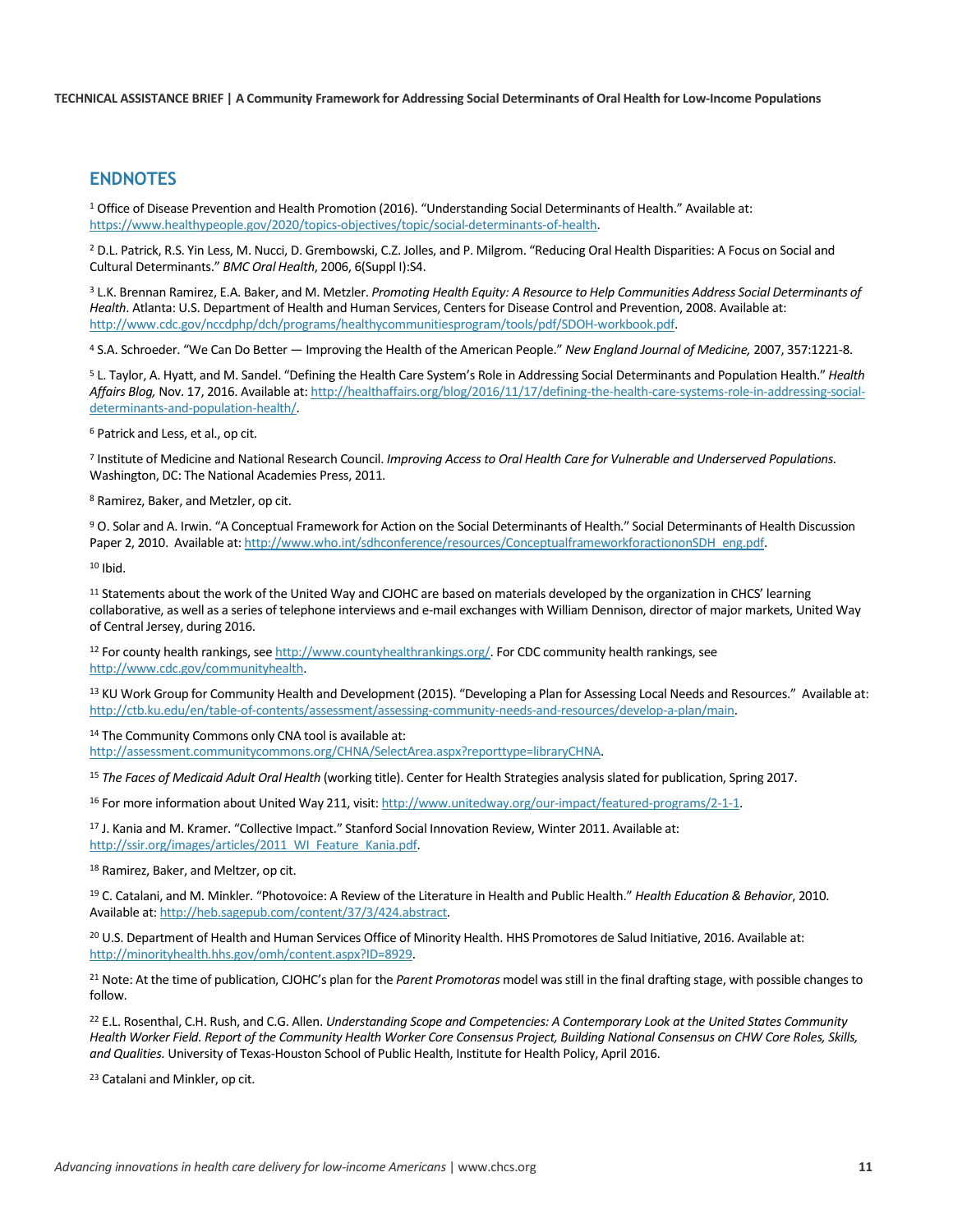## ENDNOTES

[1] Office of Disease Prevention and Health Promotion (2016). "Understanding Social Determinants of Health." Available at: https://www.healthypeople.gov/2020/topics-objectives/topic/social-determinants-of-health.

[2] D.L. Patrick, R.S. Yin Less, M. Nucci, D. Grembowski, C.Z. Jolles, and P. Milgrom. "Reducing Oral Health Disparities: A Focus on Social and Cultural Determinants." *BMC Oral Health*, 2006, 6(Suppl I):S4.

[3] L.K. Brennan Ramirez, E.A. Baker, and M. Metzler. *Promoting Health Equity: A Resource to Help Communities Address Social Determinants of Health.* Atlanta: U.S. Department of Health and Human Services, Centers for Disease Control and Prevention, 2008. Available at: http://www.cdc.gov/nccdphp/dch/programs/healthycommunitiesprogram/tools/pdf/SDOH-workbook.pdf.

[4] S.A. Schroeder. "We Can Do Better — Improving the Health of the American People." *New England Journal of Medicine,* 2007, 357:1221-8.

[5] L. Taylor, A. Hyatt, and M. Sandel. "Defining the Health Care System's Role in Addressing Social Determinants and Population Health." *Health Affairs Blog,* Nov. 17, 2016. Available at: http://healthaffairs.org/blog/2016/11/17/defining-the-health-care-systems-role-in-addressing-social-determinants-and-population-health/.

[6] Patrick and Less, et al., op cit.

[7] Institute of Medicine and National Research Council. *Improving Access to Oral Health Care for Vulnerable and Underserved Populations.* Washington, DC: The National Academies Press, 2011.

[8] Ramirez, Baker, and Metzler, op cit.

[9] O. Solar and A. Irwin. "A Conceptual Framework for Action on the Social Determinants of Health." Social Determinants of Health Discussion Paper 2, 2010. Available at: http://www.who.int/sdhconference/resources/ConceptualframeworkforactiononSDH_eng.pdf.

[10] Ibid.

[11] Statements about the work of the United Way and CJOHC are based on materials developed by the organization in CHCS' learning collaborative, as well as a series of telephone interviews and e-mail exchanges with William Dennison, director of major markets, United Way of Central Jersey, during 2016.

[12] For county health rankings, see http://www.countyhealthrankings.org/. For CDC community health rankings, see http://www.cdc.gov/communityhealth.

[13] KU Work Group for Community Health and Development (2015). "Developing a Plan for Assessing Local Needs and Resources." Available at: http://ctb.ku.edu/en/table-of-contents/assessment/assessing-community-needs-and-resources/develop-a-plan/main.

[14] The Community Commons only CNA tool is available at: http://assessment.communitycommons.org/CHNA/SelectArea.aspx?reporttype=libraryCHNA.

[15] *The Faces of Medicaid Adult Oral Health* (working title). Center for Health Strategies analysis slated for publication, Spring 2017.

[16] For more information about United Way 211, visit: http://www.unitedway.org/our-impact/featured-programs/2-1-1.

[17] J. Kania and M. Kramer. "Collective Impact." Stanford Social Innovation Review, Winter 2011. Available at: http://ssir.org/images/articles/2011_WI_Feature_Kania.pdf.

[18] Ramirez, Baker, and Meltzer, op cit.

[19] C. Catalani, and M. Minkler. "Photovoice: A Review of the Literature in Health and Public Health." *Health Education & Behavior*, 2010. Available at: http://heb.sagepub.com/content/37/3/424.abstract.

[20] U.S. Department of Health and Human Services Office of Minority Health. HHS Promotores de Salud Initiative, 2016. Available at: http://minorityhealth.hhs.gov/omh/content.aspx?ID=8929.

[21] Note: At the time of publication, CJOHC's plan for the *Parent Promotoras* model was still in the final drafting stage, with possible changes to follow.

[22] E.L. Rosenthal, C.H. Rush, and C.G. Allen. *Understanding Scope and Competencies: A Contemporary Look at the United States Community Health Worker Field. Report of the Community Health Worker Core Consensus Project, Building National Consensus on CHW Core Roles, Skills, and Qualities.* University of Texas-Houston School of Public Health, Institute for Health Policy, April 2016.

[23] Catalani and Minkler, op cit.